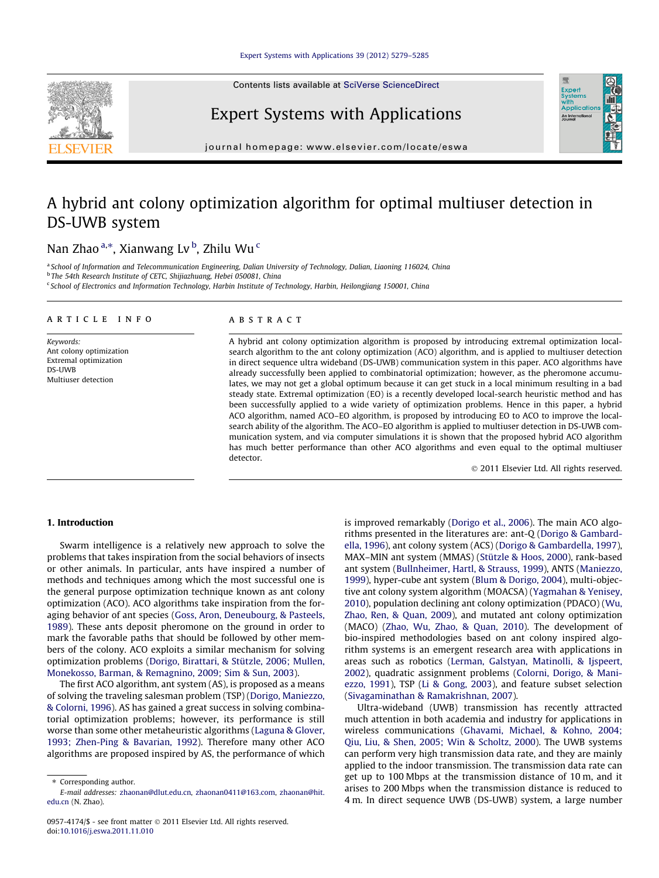# A hybrid ant colony optimization algorithm for optimal multiuser detection in DS-UWB system

Nan Zhao [a,*], Xianwang Lv [b], Zhilu Wu [c]

[a] School of Information and Telecommunication Engineering, Dalian University of Technology, Dalian, Liaoning 116024, China
[b] The 54th Research Institute of CETC, Shijiazhuang, Hebei 050081, China
[c] School of Electronics and Information Technology, Harbin Institute of Technology, Harbin, Heilongjiang 150001, China

## ARTICLE INFO

*Keywords:*
Ant colony optimization
Extremal optimization
DS-UWB
Multiuser detection

## ABSTRACT

A hybrid ant colony optimization algorithm is proposed by introducing extremal optimization local-search algorithm to the ant colony optimization (ACO) algorithm, and is applied to multiuser detection in direct sequence ultra wideband (DS-UWB) communication system in this paper. ACO algorithms have already successfully been applied to combinatorial optimization; however, as the pheromone accumulates, we may not get a global optimum because it can get stuck in a local minimum resulting in a bad steady state. Extremal optimization (EO) is a recently developed local-search heuristic method and has been successfully applied to a wide variety of optimization problems. Hence in this paper, a hybrid ACO algorithm, named ACO–EO algorithm, is proposed by introducing EO to ACO to improve the local-search ability of the algorithm. The ACO–EO algorithm is applied to multiuser detection in DS-UWB communication system, and via computer simulations it is shown that the proposed hybrid ACO algorithm has much better performance than other ACO algorithms and even equal to the optimal multiuser detector.

© 2011 Elsevier Ltd. All rights reserved.

## 1. Introduction

Swarm intelligence is a relatively new approach to solve the problems that takes inspiration from the social behaviors of insects or other animals. In particular, ants have inspired a number of methods and techniques among which the most successful one is the general purpose optimization technique known as ant colony optimization (ACO). ACO algorithms take inspiration from the foraging behavior of ant species (Goss, Aron, Deneubourg, & Pasteels, 1989). These ants deposit pheromone on the ground in order to mark the favorable paths that should be followed by other members of the colony. ACO exploits a similar mechanism for solving optimization problems (Dorigo, Birattari, & Stützle, 2006; Mullen, Monekosso, Barman, & Remagnino, 2009; Sim & Sun, 2003).

The first ACO algorithm, ant system (AS), is proposed as a means of solving the traveling salesman problem (TSP) (Dorigo, Maniezzo, & Colorni, 1996). AS has gained a great success in solving combinatorial optimization problems; however, its performance is still worse than some other metaheuristic algorithms (Laguna & Glover, 1993; Zhen-Ping & Bavarian, 1992). Therefore many other ACO algorithms are proposed inspired by AS, the performance of which is improved remarkably (Dorigo et al., 2006). The main ACO algorithms presented in the literatures are: ant-Q (Dorigo & Gambardella, 1996), ant colony system (ACS) (Dorigo & Gambardella, 1997), MAX–MIN ant system (MMAS) (Stützle & Hoos, 2000), rank-based ant system (Bullnheimer, Hartl, & Strauss, 1999), ANTS (Maniezzo, 1999), hyper-cube ant system (Blum & Dorigo, 2004), multi-objective ant colony system algorithm (MOACSA) (Yagmahan & Yenisey, 2010), population declining ant colony optimization (PDACO) (Wu, Zhao, Ren, & Quan, 2009), and mutated ant colony optimization (MACO) (Zhao, Wu, Zhao, & Quan, 2010). The development of bio-inspired methodologies based on ant colony inspired algorithm systems is an emergent research area with applications in areas such as robotics (Lerman, Galstyan, Matinolli, & Ijspeert, 2002), quadratic assignment problems (Colorni, Dorigo, & Maniezzo, 1991), TSP (Li & Gong, 2003), and feature subset selection (Sivagaminathan & Ramakrishnan, 2007).

Ultra-wideband (UWB) transmission has recently attracted much attention in both academia and industry for applications in wireless communications (Ghavami, Michael, & Kohno, 2004; Qiu, Liu, & Shen, 2005; Win & Scholtz, 2000). The UWB systems can perform very high transmission data rate, and they are mainly applied to the indoor transmission. The transmission data rate can get up to 100 Mbps at the transmission distance of 10 m, and it arises to 200 Mbps when the transmission distance is reduced to 4 m. In direct sequence UWB (DS-UWB) system, a large number

---

* Corresponding author.
*E-mail addresses:* zhaonan@dlut.edu.cn, zhaonan0411@163.com, zhaonan@hit.edu.cn (N. Zhao).

0957-4174/$ - see front matter © 2011 Elsevier Ltd. All rights reserved.
doi:10.1016/j.eswa.2011.11.010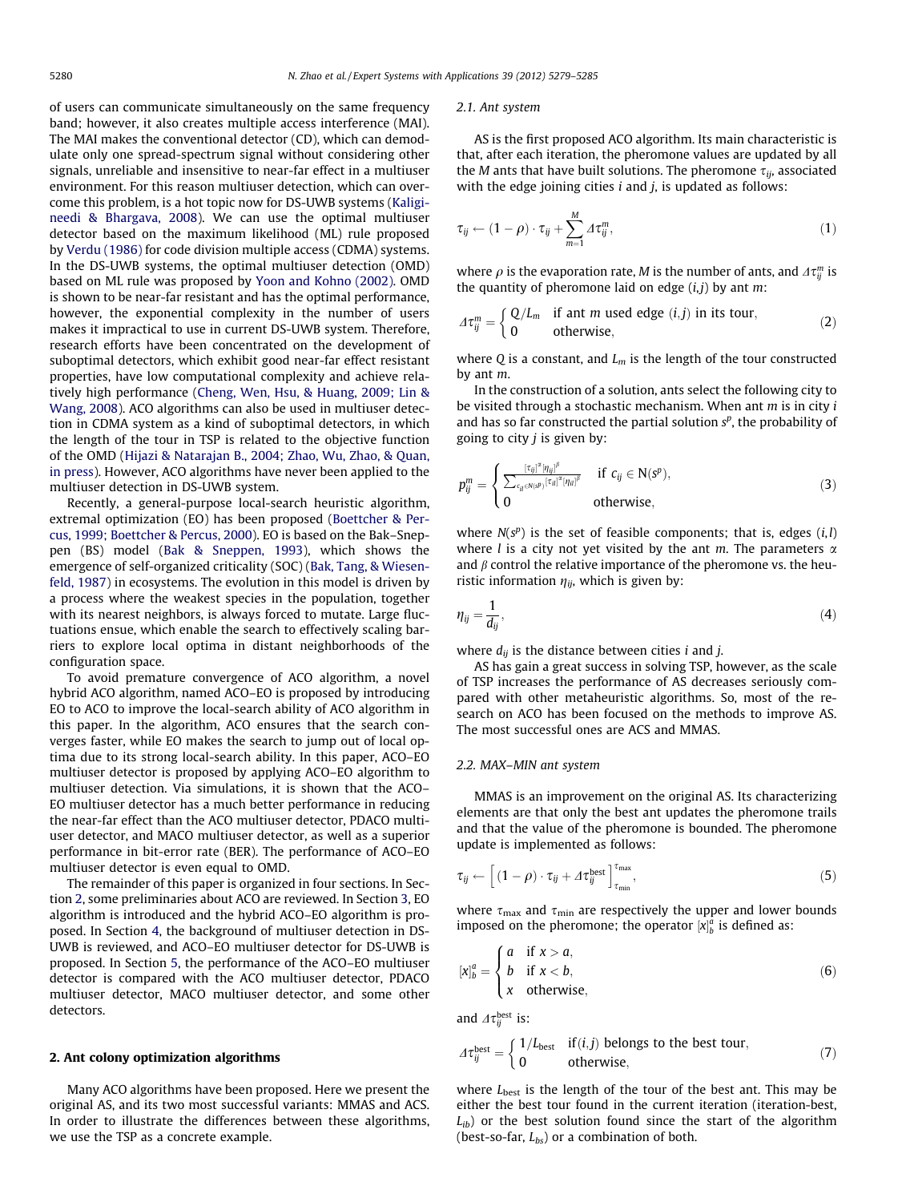of users can communicate simultaneously on the same frequency band; however, it also creates multiple access interference (MAI). The MAI makes the conventional detector (CD), which can demodulate only one spread-spectrum signal without considering other signals, unreliable and insensitive to near-far effect in a multiuser environment. For this reason multiuser detection, which can overcome this problem, is a hot topic now for DS-UWB systems (Kaligineedi & Bhargava, 2008). We can use the optimal multiuser detector based on the maximum likelihood (ML) rule proposed by Verdu (1986) for code division multiple access (CDMA) systems. In the DS-UWB systems, the optimal multiuser detection (OMD) based on ML rule was proposed by Yoon and Kohno (2002). OMD is shown to be near-far resistant and has the optimal performance, however, the exponential complexity in the number of users makes it impractical to use in current DS-UWB system. Therefore, research efforts have been concentrated on the development of suboptimal detectors, which exhibit good near-far effect resistant properties, have low computational complexity and achieve relatively high performance (Cheng, Wen, Hsu, & Huang, 2009; Lin & Wang, 2008). ACO algorithms can also be used in multiuser detection in CDMA system as a kind of suboptimal detectors, in which the length of the tour in TSP is related to the objective function of the OMD (Hijazi & Natarajan B., 2004; Zhao, Wu, Zhao, & Quan, in press). However, ACO algorithms have never been applied to the multiuser detection in DS-UWB system.

Recently, a general-purpose local-search heuristic algorithm, extremal optimization (EO) has been proposed (Boettcher & Percus, 1999; Boettcher & Percus, 2000). EO is based on the Bak–Sneppen (BS) model (Bak & Sneppen, 1993), which shows the emergence of self-organized criticality (SOC) (Bak, Tang, & Wiesenfeld, 1987) in ecosystems. The evolution in this model is driven by a process where the weakest species in the population, together with its nearest neighbors, is always forced to mutate. Large fluctuations ensue, which enable the search to effectively scaling barriers to explore local optima in distant neighborhoods of the configuration space.

To avoid premature convergence of ACO algorithm, a novel hybrid ACO algorithm, named ACO–EO is proposed by introducing EO to ACO to improve the local-search ability of ACO algorithm in this paper. In the algorithm, ACO ensures that the search converges faster, while EO makes the search to jump out of local optima due to its strong local-search ability. In this paper, ACO–EO multiuser detector is proposed by applying ACO–EO algorithm to multiuser detection. Via simulations, it is shown that the ACO–EO multiuser detector has a much better performance in reducing the near-far effect than the ACO multiuser detector, PDACO multiuser detector, and MACO multiuser detector, as well as a superior performance in bit-error rate (BER). The performance of ACO–EO multiuser detector is even equal to OMD.

The remainder of this paper is organized in four sections. In Section 2, some preliminaries about ACO are reviewed. In Section 3, EO algorithm is introduced and the hybrid ACO–EO algorithm is proposed. In Section 4, the background of multiuser detection in DS-UWB is reviewed, and ACO–EO multiuser detector for DS-UWB is proposed. In Section 5, the performance of the ACO–EO multiuser detector is compared with the ACO multiuser detector, PDACO multiuser detector, MACO multiuser detector, and some other detectors.

## 2. Ant colony optimization algorithms

Many ACO algorithms have been proposed. Here we present the original AS, and its two most successful variants: MMAS and ACS. In order to illustrate the differences between these algorithms, we use the TSP as a concrete example.

### 2.1. Ant system

AS is the first proposed ACO algorithm. Its main characteristic is that, after each iteration, the pheromone values are updated by all the $M$ ants that have built solutions. The pheromone $\tau_{ij}$, associated with the edge joining cities $i$ and $j$, is updated as follows:

$$\tau_{ij} \leftarrow (1-\rho)\cdot\tau_{ij} + \sum_{m=1}^{M} \Delta\tau_{ij}^{m}, \tag{1}$$

where $\rho$ is the evaporation rate, $M$ is the number of ants, and $\Delta\tau_{ij}^{m}$ is the quantity of pheromone laid on edge $(i,j)$ by ant $m$:

$$\Delta\tau_{ij}^{m} = \begin{cases} Q/L_m & \text{if ant } m \text{ used edge } (i,j) \text{ in its tour,} \\ 0 & \text{otherwise,} \end{cases} \tag{2}$$

where $Q$ is a constant, and $L_m$ is the length of the tour constructed by ant $m$.

In the construction of a solution, ants select the following city to be visited through a stochastic mechanism. When ant $m$ is in city $i$ and has so far constructed the partial solution $s^p$, the probability of going to city $j$ is given by:

$$p_{ij}^{m} = \begin{cases} \dfrac{[\tau_{ij}]^{\alpha}[\eta_{ij}]^{\beta}}{\sum_{c_{il}\in N(s^p)}[\tau_{il}]^{\alpha}[\eta_{il}]^{\beta}} & \text{if } c_{ij}\in N(s^p), \\ 0 & \text{otherwise,} \end{cases} \tag{3}$$

where $N(s^p)$ is the set of feasible components; that is, edges $(i,l)$ where $l$ is a city not yet visited by the ant $m$. The parameters $\alpha$ and $\beta$ control the relative importance of the pheromone vs. the heuristic information $\eta_{ij}$, which is given by:

$$\eta_{ij} = \frac{1}{d_{ij}}, \tag{4}$$

where $d_{ij}$ is the distance between cities $i$ and $j$.

AS has gain a great success in solving TSP, however, as the scale of TSP increases the performance of AS decreases seriously compared with other metaheuristic algorithms. So, most of the research on ACO has been focused on the methods to improve AS. The most successful ones are ACS and MMAS.

### 2.2. MAX–MIN ant system

MMAS is an improvement on the original AS. Its characterizing elements are that only the best ant updates the pheromone trails and that the value of the pheromone is bounded. The pheromone update is implemented as follows:

$$\tau_{ij} \leftarrow \left[(1-\rho)\cdot\tau_{ij} + \Delta\tau_{ij}^{\text{best}}\right]_{\tau_{\min}}^{\tau_{\max}}, \tag{5}$$

where $\tau_{\max}$ and $\tau_{\min}$ are respectively the upper and lower bounds imposed on the pheromone; the operator $[x]_b^a$ is defined as:

$$[x]_b^a = \begin{cases} a & \text{if } x > a, \\ b & \text{if } x < b, \\ x & \text{otherwise,} \end{cases} \tag{6}$$

and $\Delta\tau_{ij}^{\text{best}}$ is:

$$\Delta\tau_{ij}^{\text{best}} = \begin{cases} 1/L_{\text{best}} & \text{if}(i,j) \text{ belongs to the best tour,} \\ 0 & \text{otherwise,} \end{cases} \tag{7}$$

where $L_{\text{best}}$ is the length of the tour of the best ant. This may be either the best tour found in the current iteration (iteration-best, $L_{ib}$) or the best solution found since the start of the algorithm (best-so-far, $L_{bs}$) or a combination of both.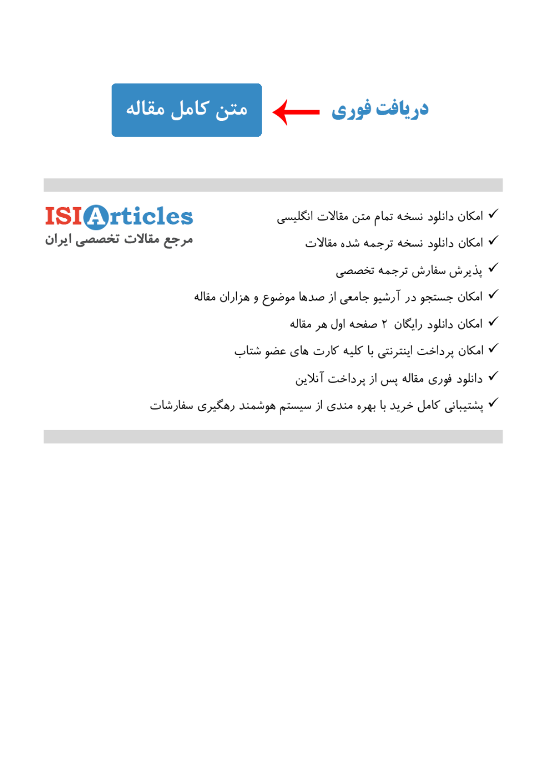دریافت فوری ← متن کامل مقاله

ISIArticles
مرجع مقالات تخصصی ایران

- ✓ امکان دانلود نسخه تمام متن مقالات انگلیسی
- ✓ امکان دانلود نسخه ترجمه شده مقالات
- ✓ پذیرش سفارش ترجمه تخصصی
- ✓ امکان جستجو در آرشیو جامعی از صدها موضوع و هزاران مقاله
- ✓ امکان دانلود رایگان ۲ صفحه اول هر مقاله
- ✓ امکان پرداخت اینترنتی با کلیه کارت های عضو شتاب
- ✓ دانلود فوری مقاله پس از پرداخت آنلاین
- ✓ پشتیبانی کامل خرید با بهره مندی از سیستم هوشمند رهگیری سفارشات